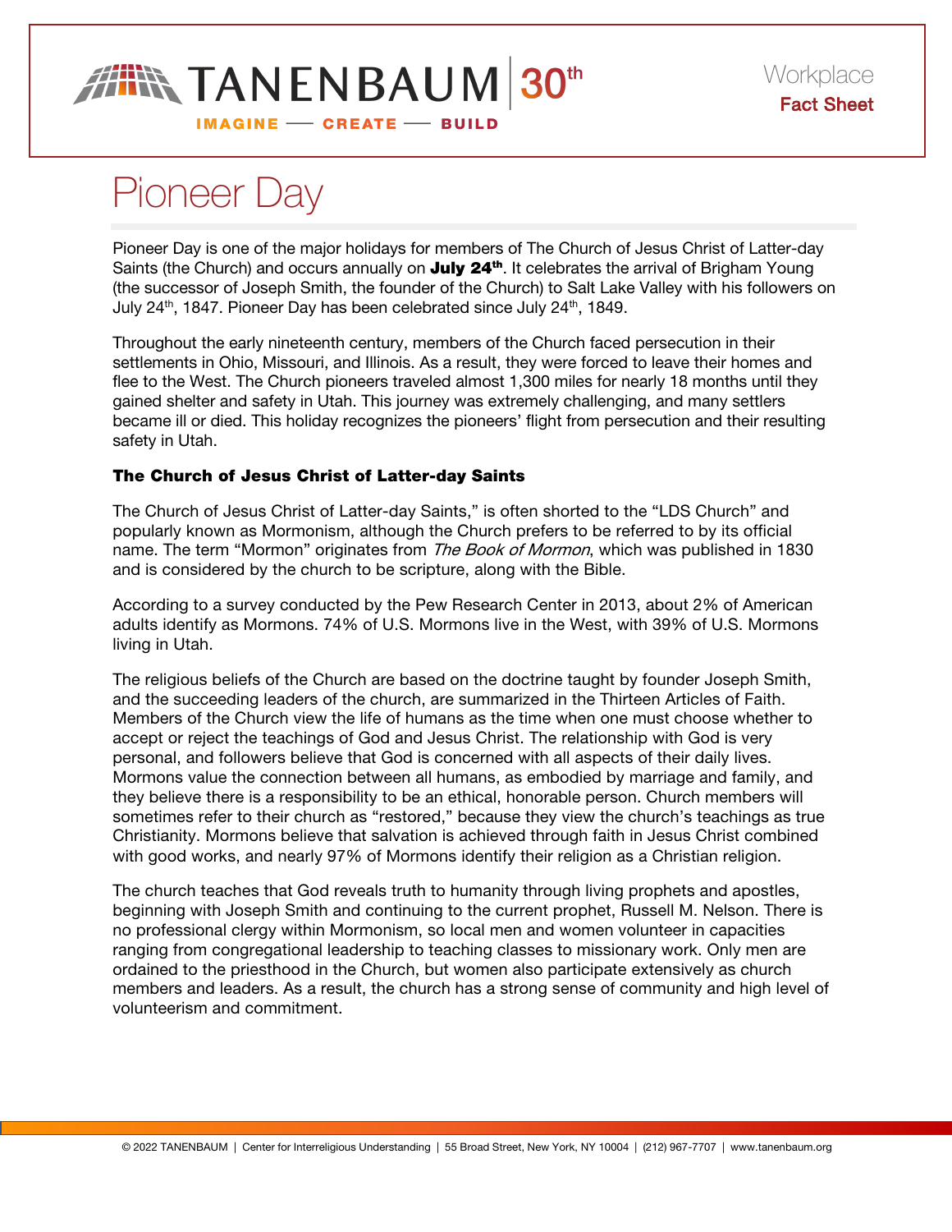# Pioneer Day

Pioneer Day is one of the major holidays for members of The Church of Jesus Christ of Latter-day Saints (the Church) and occurs annually on **July 24th**. It celebrates the arrival of Brigham Young (the successor of Joseph Smith, the founder of the Church) to Salt Lake Valley with his followers on July 24th, 1847. Pioneer Day has been celebrated since July 24th, 1849.

Throughout the early nineteenth century, members of the Church faced persecution in their settlements in Ohio, Missouri, and Illinois. As a result, they were forced to leave their homes and flee to the West. The Church pioneers traveled almost 1,300 miles for nearly 18 months until they gained shelter and safety in Utah. This journey was extremely challenging, and many settlers became ill or died. This holiday recognizes the pioneers' flight from persecution and their resulting safety in Utah.

### The Church of Jesus Christ of Latter-day Saints

The Church of Jesus Christ of Latter-day Saints," is often shorted to the "LDS Church" and popularly known as Mormonism, although the Church prefers to be referred to by its official name. The term "Mormon" originates from *The Book of Mormon*, which was published in 1830 and is considered by the church to be scripture, along with the Bible.

According to a survey conducted by the Pew Research Center in 2013, about 2% of American adults identify as Mormons. 74% of U.S. Mormons live in the West, with 39% of U.S. Mormons living in Utah.

The religious beliefs of the Church are based on the doctrine taught by founder Joseph Smith, and the succeeding leaders of the church, are summarized in the Thirteen Articles of Faith. Members of the Church view the life of humans as the time when one must choose whether to accept or reject the teachings of God and Jesus Christ. The relationship with God is very personal, and followers believe that God is concerned with all aspects of their daily lives. Mormons value the connection between all humans, as embodied by marriage and family, and they believe there is a responsibility to be an ethical, honorable person. Church members will sometimes refer to their church as "restored," because they view the church's teachings as true Christianity. Mormons believe that salvation is achieved through faith in Jesus Christ combined with good works, and nearly 97% of Mormons identify their religion as a Christian religion.

The church teaches that God reveals truth to humanity through living prophets and apostles, beginning with Joseph Smith and continuing to the current prophet, Russell M. Nelson. There is no professional clergy within Mormonism, so local men and women volunteer in capacities ranging from congregational leadership to teaching classes to missionary work. Only men are ordained to the priesthood in the Church, but women also participate extensively as church members and leaders. As a result, the church has a strong sense of community and high level of volunteerism and commitment.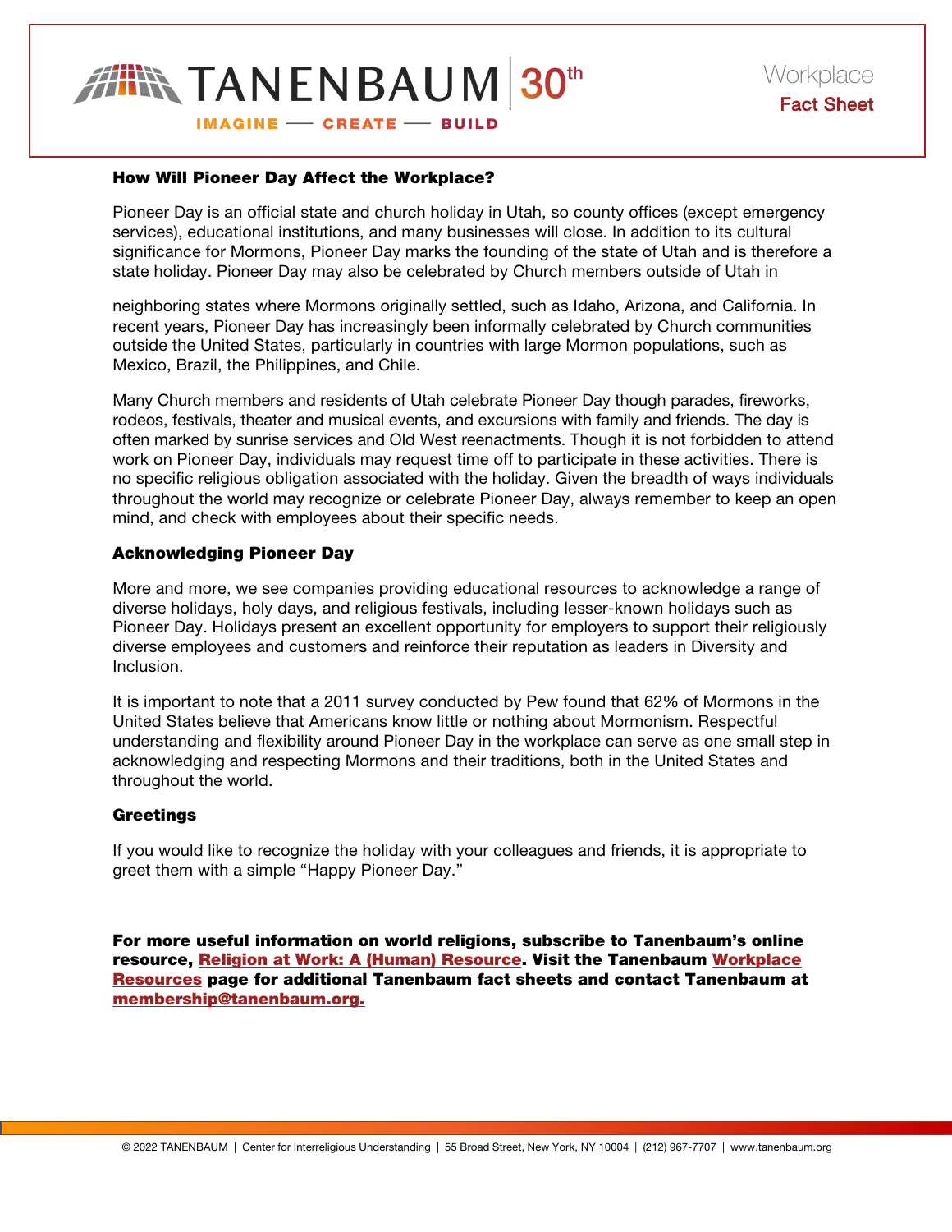## How Will Pioneer Day Affect the Workplace?

Pioneer Day is an official state and church holiday in Utah, so county offices (except emergency services), educational institutions, and many businesses will close. In addition to its cultural significance for Mormons, Pioneer Day marks the founding of the state of Utah and is therefore a state holiday. Pioneer Day may also be celebrated by Church members outside of Utah in neighboring states where Mormons originally settled, such as Idaho, Arizona, and California. In recent years, Pioneer Day has increasingly been informally celebrated by Church communities outside the United States, particularly in countries with large Mormon populations, such as Mexico, Brazil, the Philippines, and Chile.

Many Church members and residents of Utah celebrate Pioneer Day though parades, fireworks, rodeos, festivals, theater and musical events, and excursions with family and friends. The day is often marked by sunrise services and Old West reenactments. Though it is not forbidden to attend work on Pioneer Day, individuals may request time off to participate in these activities. There is no specific religious obligation associated with the holiday. Given the breadth of ways individuals throughout the world may recognize or celebrate Pioneer Day, always remember to keep an open mind, and check with employees about their specific needs.

## Acknowledging Pioneer Day

More and more, we see companies providing educational resources to acknowledge a range of diverse holidays, holy days, and religious festivals, including lesser-known holidays such as Pioneer Day. Holidays present an excellent opportunity for employers to support their religiously diverse employees and customers and reinforce their reputation as leaders in Diversity and Inclusion.

It is important to note that a 2011 survey conducted by Pew found that 62% of Mormons in the United States believe that Americans know little or nothing about Mormonism. Respectful understanding and flexibility around Pioneer Day in the workplace can serve as one small step in acknowledging and respecting Mormons and their traditions, both in the United States and throughout the world.

## Greetings

If you would like to recognize the holiday with your colleagues and friends, it is appropriate to greet them with a simple "Happy Pioneer Day."

**For more useful information on world religions, subscribe to Tanenbaum's online resource, Religion at Work: A (Human) Resource. Visit the Tanenbaum Workplace Resources page for additional Tanenbaum fact sheets and contact Tanenbaum at membership@tanenbaum.org.**